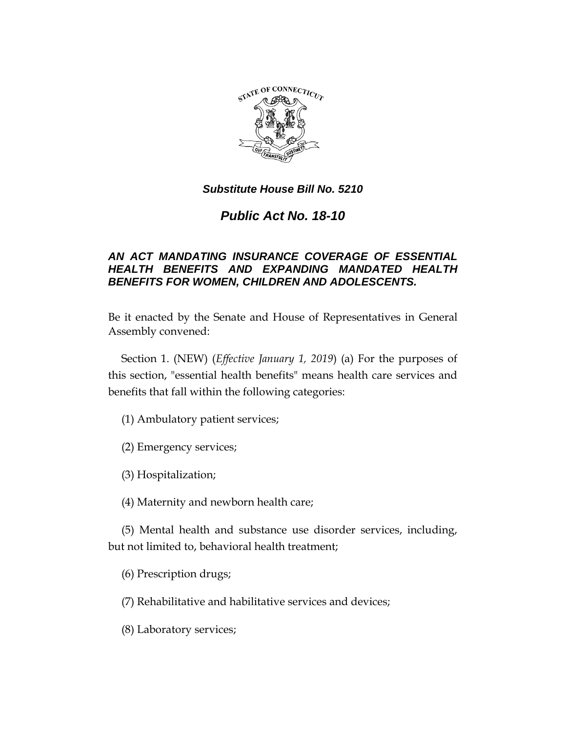*Substitute House Bill No. 5210*

# *Public Act No. 18-10*

## *AN ACT MANDATING INSURANCE COVERAGE OF ESSENTIAL HEALTH BENEFITS AND EXPANDING MANDATED HEALTH BENEFITS FOR WOMEN, CHILDREN AND ADOLESCENTS.*

Be it enacted by the Senate and House of Representatives in General Assembly convened:

Section 1. (NEW) (*Effective January 1, 2019*) (a) For the purposes of this section, "essential health benefits" means health care services and benefits that fall within the following categories:

(1) Ambulatory patient services;

(2) Emergency services;

(3) Hospitalization;

(4) Maternity and newborn health care;

(5) Mental health and substance use disorder services, including, but not limited to, behavioral health treatment;

(6) Prescription drugs;

(7) Rehabilitative and habilitative services and devices;

(8) Laboratory services;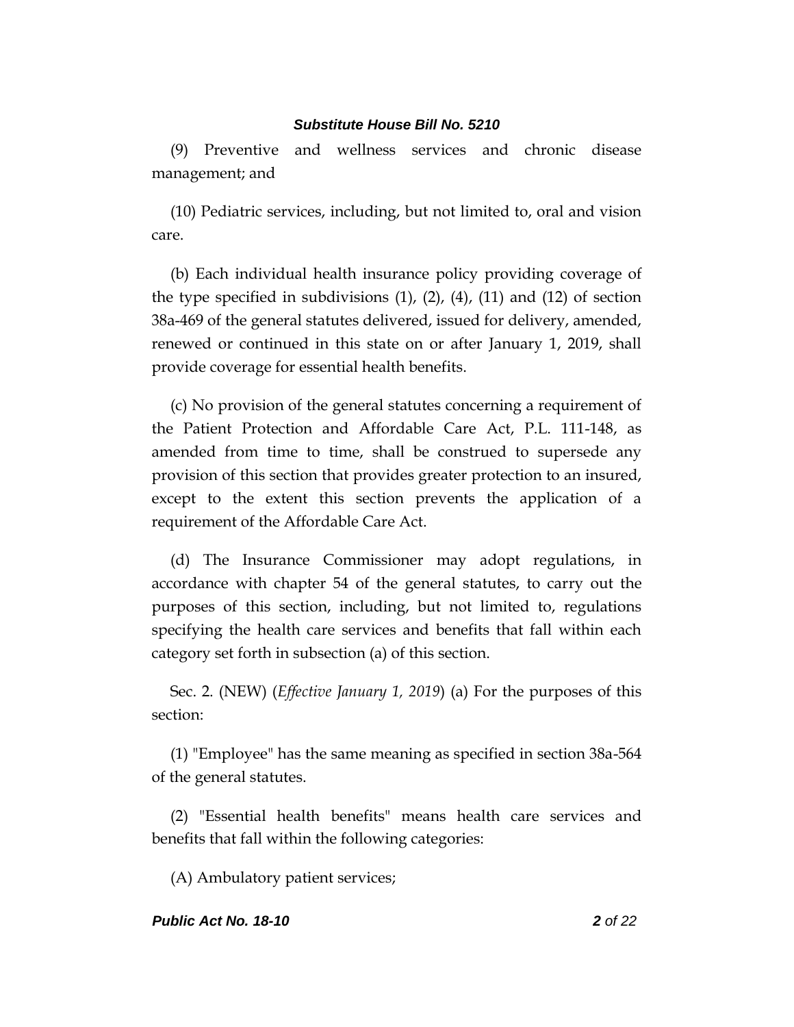(9) Preventive and wellness services and chronic disease management; and

(10) Pediatric services, including, but not limited to, oral and vision care.

(b) Each individual health insurance policy providing coverage of the type specified in subdivisions (1), (2), (4), (11) and (12) of section 38a-469 of the general statutes delivered, issued for delivery, amended, renewed or continued in this state on or after January 1, 2019, shall provide coverage for essential health benefits.

(c) No provision of the general statutes concerning a requirement of the Patient Protection and Affordable Care Act, P.L. 111-148, as amended from time to time, shall be construed to supersede any provision of this section that provides greater protection to an insured, except to the extent this section prevents the application of a requirement of the Affordable Care Act.

(d) The Insurance Commissioner may adopt regulations, in accordance with chapter 54 of the general statutes, to carry out the purposes of this section, including, but not limited to, regulations specifying the health care services and benefits that fall within each category set forth in subsection (a) of this section.

Sec. 2. (NEW) (*Effective January 1, 2019*) (a) For the purposes of this section:

(1) "Employee" has the same meaning as specified in section 38a-564 of the general statutes.

(2) "Essential health benefits" means health care services and benefits that fall within the following categories:

(A) Ambulatory patient services;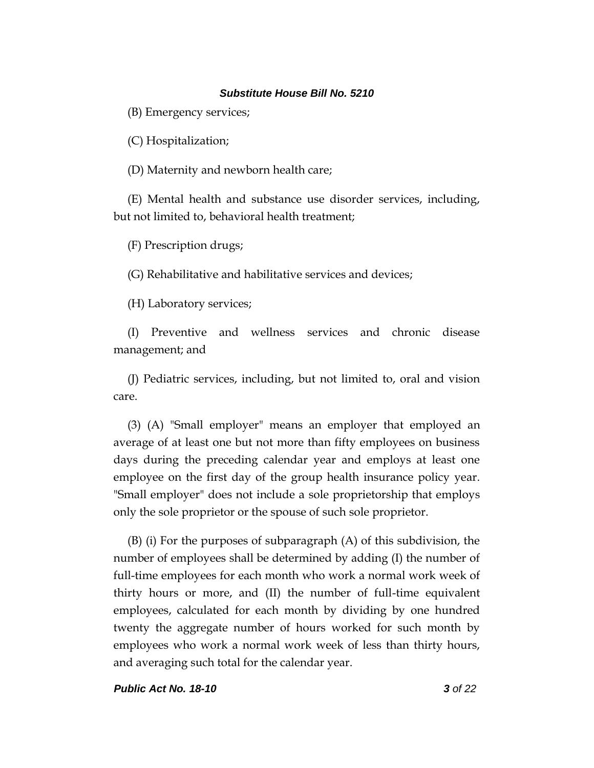(B) Emergency services;

(C) Hospitalization;

(D) Maternity and newborn health care;

(E) Mental health and substance use disorder services, including, but not limited to, behavioral health treatment;

(F) Prescription drugs;

(G) Rehabilitative and habilitative services and devices;

(H) Laboratory services;

(I) Preventive and wellness services and chronic disease management; and

(J) Pediatric services, including, but not limited to, oral and vision care.

(3) (A) "Small employer" means an employer that employed an average of at least one but not more than fifty employees on business days during the preceding calendar year and employs at least one employee on the first day of the group health insurance policy year. "Small employer" does not include a sole proprietorship that employs only the sole proprietor or the spouse of such sole proprietor.

(B) (i) For the purposes of subparagraph (A) of this subdivision, the number of employees shall be determined by adding (I) the number of full-time employees for each month who work a normal work week of thirty hours or more, and (II) the number of full-time equivalent employees, calculated for each month by dividing by one hundred twenty the aggregate number of hours worked for such month by employees who work a normal work week of less than thirty hours, and averaging such total for the calendar year.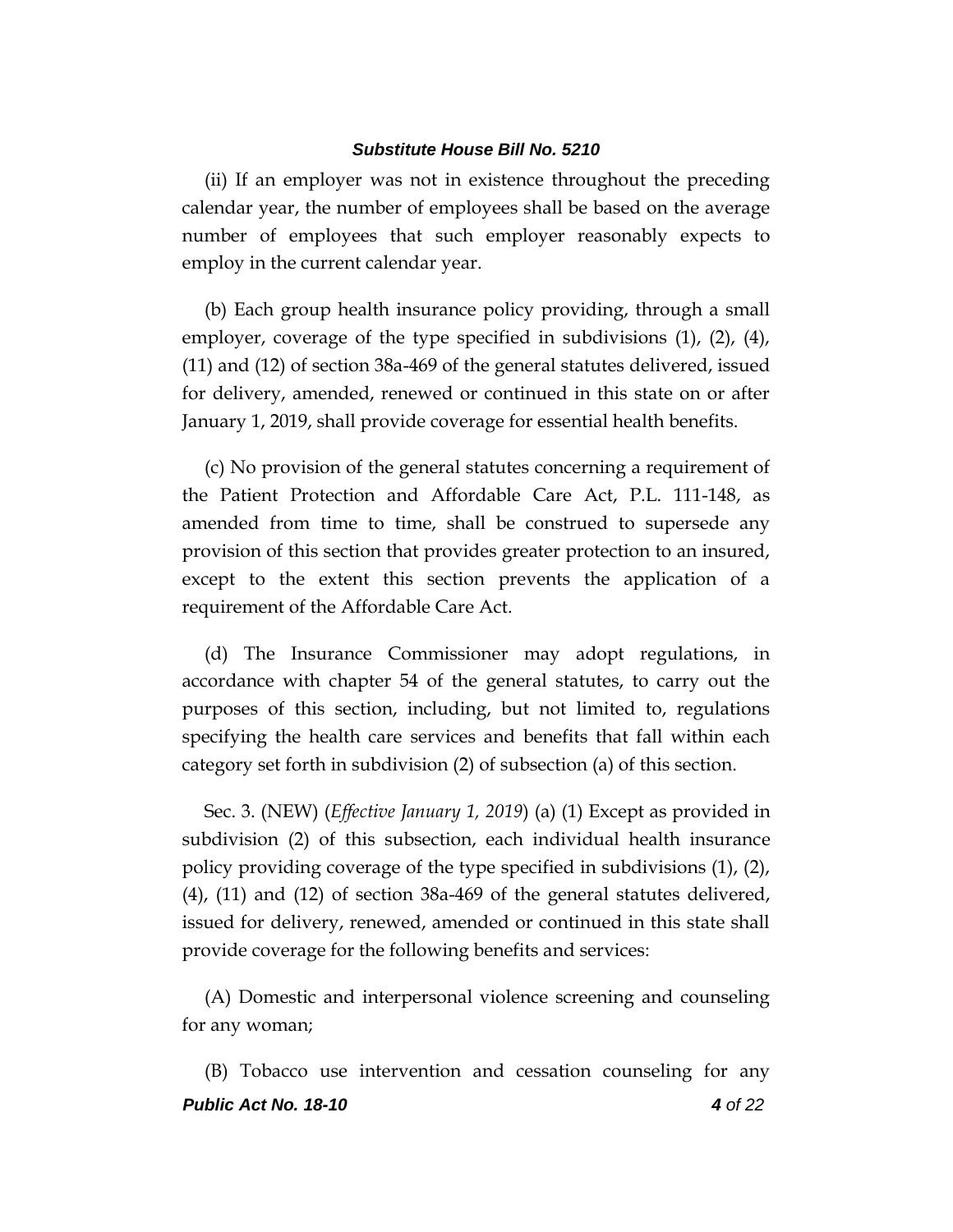(ii) If an employer was not in existence throughout the preceding calendar year, the number of employees shall be based on the average number of employees that such employer reasonably expects to employ in the current calendar year.

(b) Each group health insurance policy providing, through a small employer, coverage of the type specified in subdivisions (1), (2), (4), (11) and (12) of section 38a-469 of the general statutes delivered, issued for delivery, amended, renewed or continued in this state on or after January 1, 2019, shall provide coverage for essential health benefits.

(c) No provision of the general statutes concerning a requirement of the Patient Protection and Affordable Care Act, P.L. 111-148, as amended from time to time, shall be construed to supersede any provision of this section that provides greater protection to an insured, except to the extent this section prevents the application of a requirement of the Affordable Care Act.

(d) The Insurance Commissioner may adopt regulations, in accordance with chapter 54 of the general statutes, to carry out the purposes of this section, including, but not limited to, regulations specifying the health care services and benefits that fall within each category set forth in subdivision (2) of subsection (a) of this section.

Sec. 3. (NEW) (*Effective January 1, 2019*) (a) (1) Except as provided in subdivision (2) of this subsection, each individual health insurance policy providing coverage of the type specified in subdivisions (1), (2), (4), (11) and (12) of section 38a-469 of the general statutes delivered, issued for delivery, renewed, amended or continued in this state shall provide coverage for the following benefits and services:

(A) Domestic and interpersonal violence screening and counseling for any woman;

(B) Tobacco use intervention and cessation counseling for any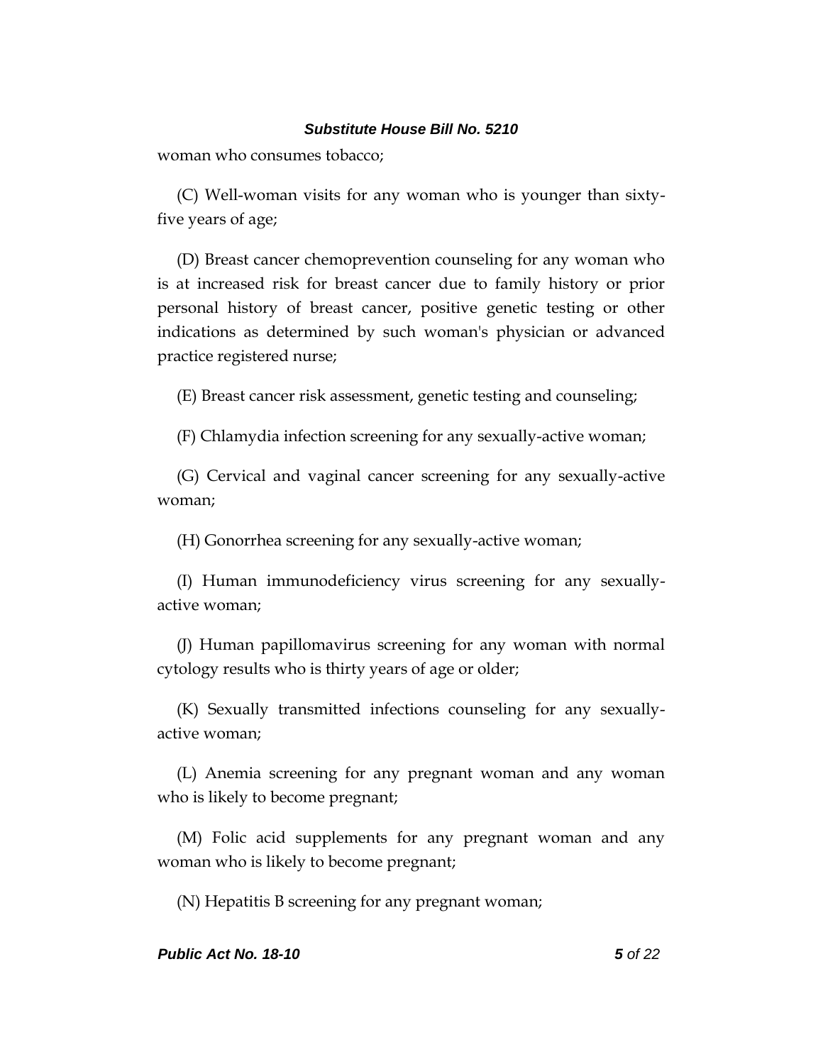woman who consumes tobacco;

(C) Well-woman visits for any woman who is younger than sixty-five years of age;

(D) Breast cancer chemoprevention counseling for any woman who is at increased risk for breast cancer due to family history or prior personal history of breast cancer, positive genetic testing or other indications as determined by such woman's physician or advanced practice registered nurse;

(E) Breast cancer risk assessment, genetic testing and counseling;

(F) Chlamydia infection screening for any sexually-active woman;

(G) Cervical and vaginal cancer screening for any sexually-active woman;

(H) Gonorrhea screening for any sexually-active woman;

(I) Human immunodeficiency virus screening for any sexually-active woman;

(J) Human papillomavirus screening for any woman with normal cytology results who is thirty years of age or older;

(K) Sexually transmitted infections counseling for any sexually-active woman;

(L) Anemia screening for any pregnant woman and any woman who is likely to become pregnant;

(M) Folic acid supplements for any pregnant woman and any woman who is likely to become pregnant;

(N) Hepatitis B screening for any pregnant woman;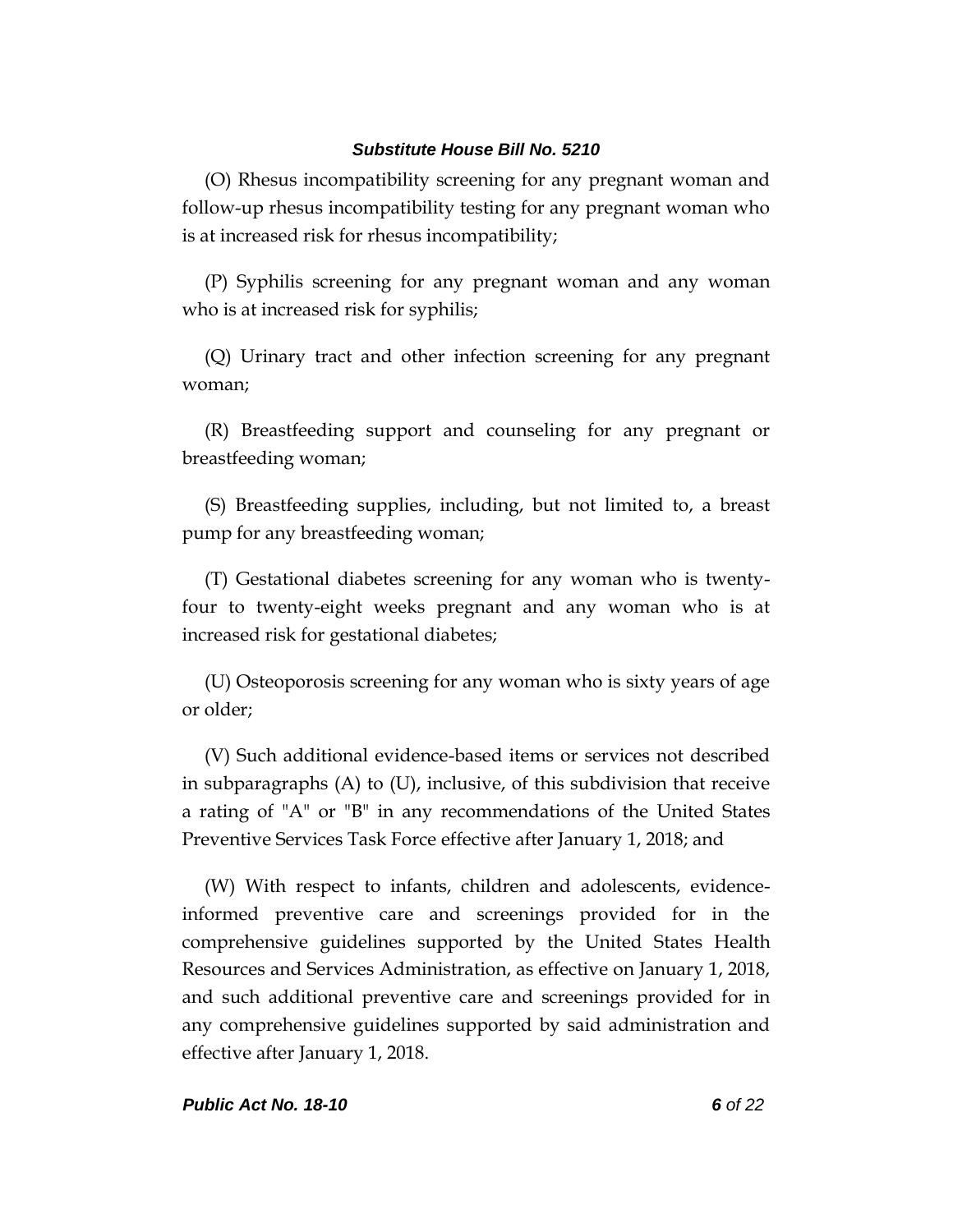(O) Rhesus incompatibility screening for any pregnant woman and follow-up rhesus incompatibility testing for any pregnant woman who is at increased risk for rhesus incompatibility;

(P) Syphilis screening for any pregnant woman and any woman who is at increased risk for syphilis;

(Q) Urinary tract and other infection screening for any pregnant woman;

(R) Breastfeeding support and counseling for any pregnant or breastfeeding woman;

(S) Breastfeeding supplies, including, but not limited to, a breast pump for any breastfeeding woman;

(T) Gestational diabetes screening for any woman who is twenty-four to twenty-eight weeks pregnant and any woman who is at increased risk for gestational diabetes;

(U) Osteoporosis screening for any woman who is sixty years of age or older;

(V) Such additional evidence-based items or services not described in subparagraphs (A) to (U), inclusive, of this subdivision that receive a rating of "A" or "B" in any recommendations of the United States Preventive Services Task Force effective after January 1, 2018; and

(W) With respect to infants, children and adolescents, evidence-informed preventive care and screenings provided for in the comprehensive guidelines supported by the United States Health Resources and Services Administration, as effective on January 1, 2018, and such additional preventive care and screenings provided for in any comprehensive guidelines supported by said administration and effective after January 1, 2018.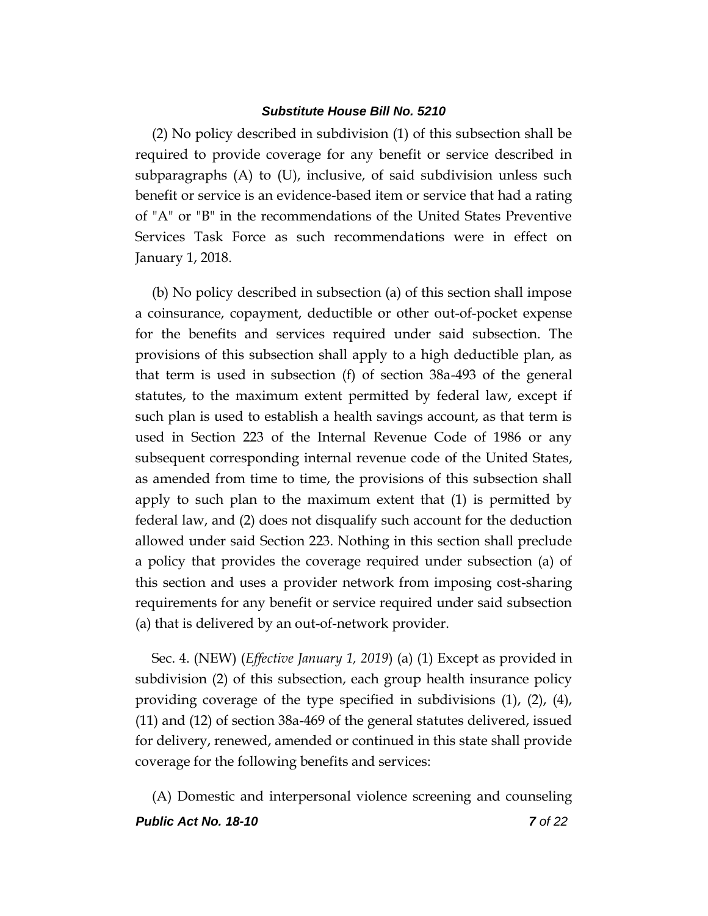(2) No policy described in subdivision (1) of this subsection shall be required to provide coverage for any benefit or service described in subparagraphs (A) to (U), inclusive, of said subdivision unless such benefit or service is an evidence-based item or service that had a rating of "A" or "B" in the recommendations of the United States Preventive Services Task Force as such recommendations were in effect on January 1, 2018.

(b) No policy described in subsection (a) of this section shall impose a coinsurance, copayment, deductible or other out-of-pocket expense for the benefits and services required under said subsection. The provisions of this subsection shall apply to a high deductible plan, as that term is used in subsection (f) of section 38a-493 of the general statutes, to the maximum extent permitted by federal law, except if such plan is used to establish a health savings account, as that term is used in Section 223 of the Internal Revenue Code of 1986 or any subsequent corresponding internal revenue code of the United States, as amended from time to time, the provisions of this subsection shall apply to such plan to the maximum extent that (1) is permitted by federal law, and (2) does not disqualify such account for the deduction allowed under said Section 223. Nothing in this section shall preclude a policy that provides the coverage required under subsection (a) of this section and uses a provider network from imposing cost-sharing requirements for any benefit or service required under said subsection (a) that is delivered by an out-of-network provider.

Sec. 4. (NEW) (*Effective January 1, 2019*) (a) (1) Except as provided in subdivision (2) of this subsection, each group health insurance policy providing coverage of the type specified in subdivisions (1), (2), (4), (11) and (12) of section 38a-469 of the general statutes delivered, issued for delivery, renewed, amended or continued in this state shall provide coverage for the following benefits and services:

(A) Domestic and interpersonal violence screening and counseling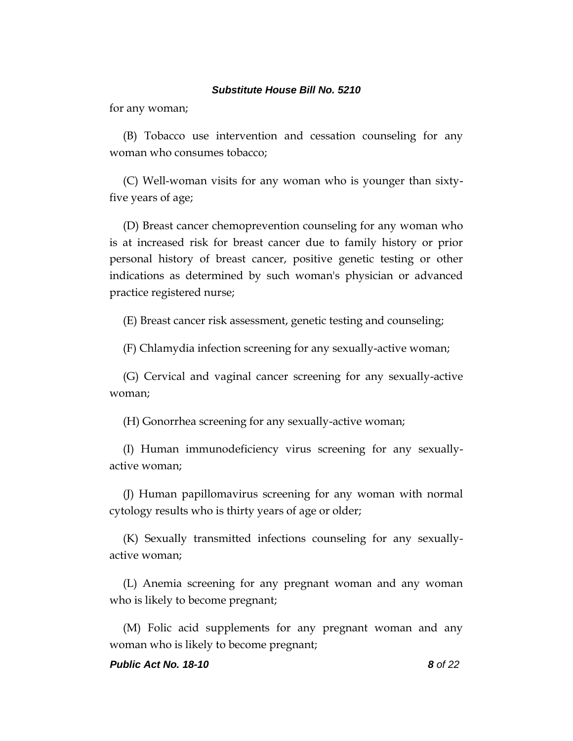for any woman;

(B) Tobacco use intervention and cessation counseling for any woman who consumes tobacco;

(C) Well-woman visits for any woman who is younger than sixty-five years of age;

(D) Breast cancer chemoprevention counseling for any woman who is at increased risk for breast cancer due to family history or prior personal history of breast cancer, positive genetic testing or other indications as determined by such woman's physician or advanced practice registered nurse;

(E) Breast cancer risk assessment, genetic testing and counseling;

(F) Chlamydia infection screening for any sexually-active woman;

(G) Cervical and vaginal cancer screening for any sexually-active woman;

(H) Gonorrhea screening for any sexually-active woman;

(I) Human immunodeficiency virus screening for any sexually-active woman;

(J) Human papillomavirus screening for any woman with normal cytology results who is thirty years of age or older;

(K) Sexually transmitted infections counseling for any sexually-active woman;

(L) Anemia screening for any pregnant woman and any woman who is likely to become pregnant;

(M) Folic acid supplements for any pregnant woman and any woman who is likely to become pregnant;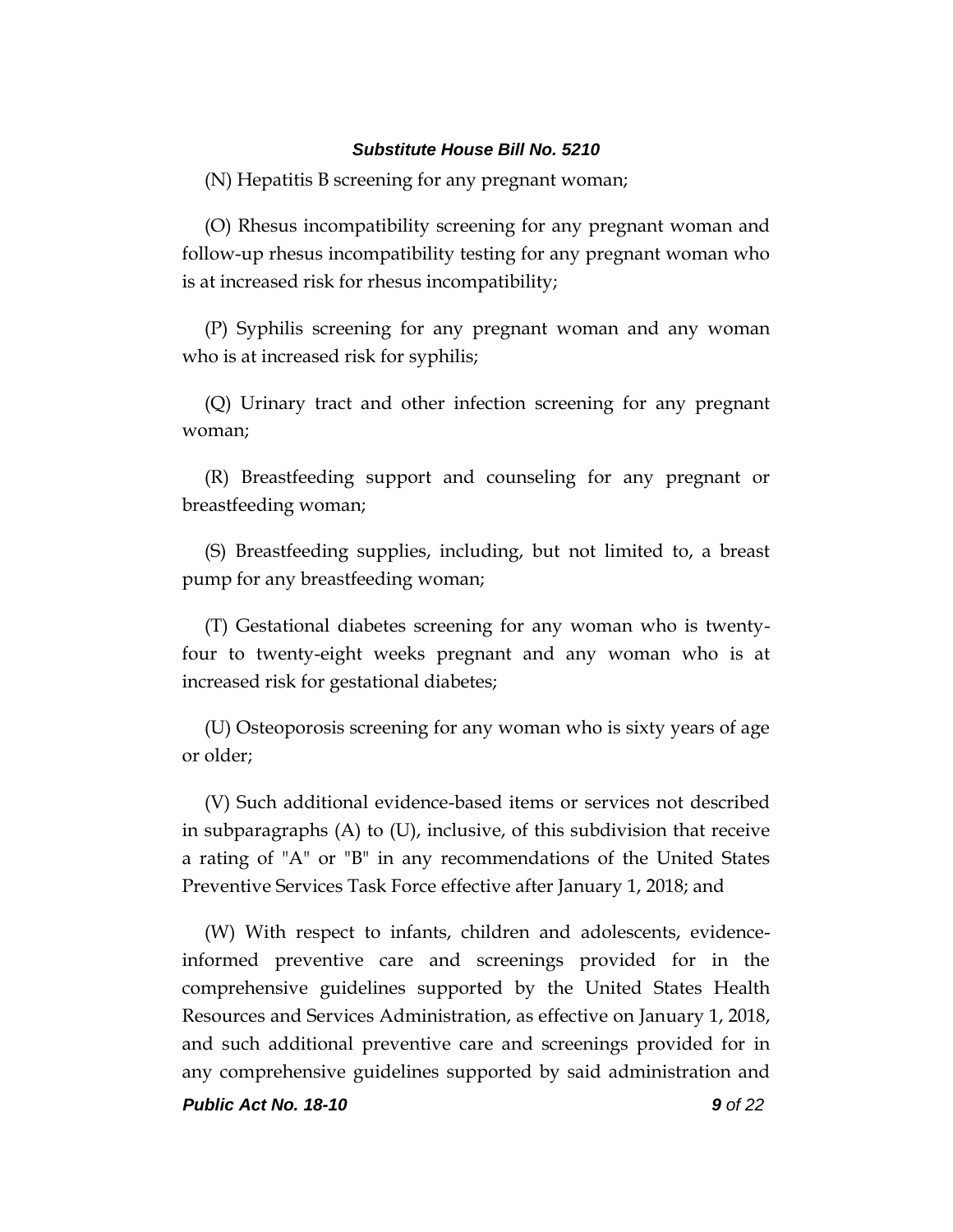(N) Hepatitis B screening for any pregnant woman;

(O) Rhesus incompatibility screening for any pregnant woman and follow-up rhesus incompatibility testing for any pregnant woman who is at increased risk for rhesus incompatibility;

(P) Syphilis screening for any pregnant woman and any woman who is at increased risk for syphilis;

(Q) Urinary tract and other infection screening for any pregnant woman;

(R) Breastfeeding support and counseling for any pregnant or breastfeeding woman;

(S) Breastfeeding supplies, including, but not limited to, a breast pump for any breastfeeding woman;

(T) Gestational diabetes screening for any woman who is twenty-four to twenty-eight weeks pregnant and any woman who is at increased risk for gestational diabetes;

(U) Osteoporosis screening for any woman who is sixty years of age or older;

(V) Such additional evidence-based items or services not described in subparagraphs (A) to (U), inclusive, of this subdivision that receive a rating of "A" or "B" in any recommendations of the United States Preventive Services Task Force effective after January 1, 2018; and

(W) With respect to infants, children and adolescents, evidence-informed preventive care and screenings provided for in the comprehensive guidelines supported by the United States Health Resources and Services Administration, as effective on January 1, 2018, and such additional preventive care and screenings provided for in any comprehensive guidelines supported by said administration and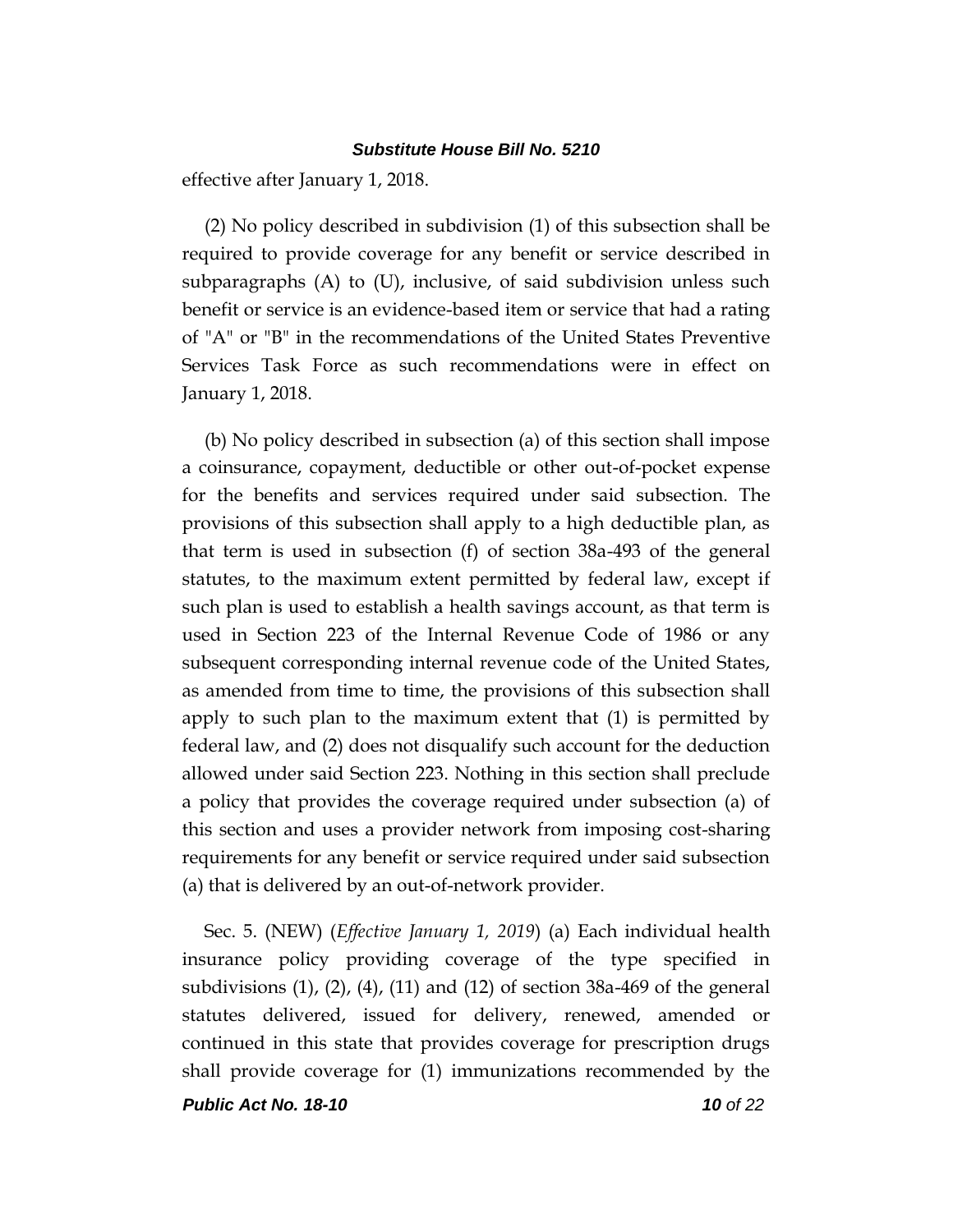effective after January 1, 2018.

(2) No policy described in subdivision (1) of this subsection shall be required to provide coverage for any benefit or service described in subparagraphs (A) to (U), inclusive, of said subdivision unless such benefit or service is an evidence-based item or service that had a rating of "A" or "B" in the recommendations of the United States Preventive Services Task Force as such recommendations were in effect on January 1, 2018.

(b) No policy described in subsection (a) of this section shall impose a coinsurance, copayment, deductible or other out-of-pocket expense for the benefits and services required under said subsection. The provisions of this subsection shall apply to a high deductible plan, as that term is used in subsection (f) of section 38a-493 of the general statutes, to the maximum extent permitted by federal law, except if such plan is used to establish a health savings account, as that term is used in Section 223 of the Internal Revenue Code of 1986 or any subsequent corresponding internal revenue code of the United States, as amended from time to time, the provisions of this subsection shall apply to such plan to the maximum extent that (1) is permitted by federal law, and (2) does not disqualify such account for the deduction allowed under said Section 223. Nothing in this section shall preclude a policy that provides the coverage required under subsection (a) of this section and uses a provider network from imposing cost-sharing requirements for any benefit or service required under said subsection (a) that is delivered by an out-of-network provider.

Sec. 5. (NEW) (*Effective January 1, 2019*) (a) Each individual health insurance policy providing coverage of the type specified in subdivisions (1), (2), (4), (11) and (12) of section 38a-469 of the general statutes delivered, issued for delivery, renewed, amended or continued in this state that provides coverage for prescription drugs shall provide coverage for (1) immunizations recommended by the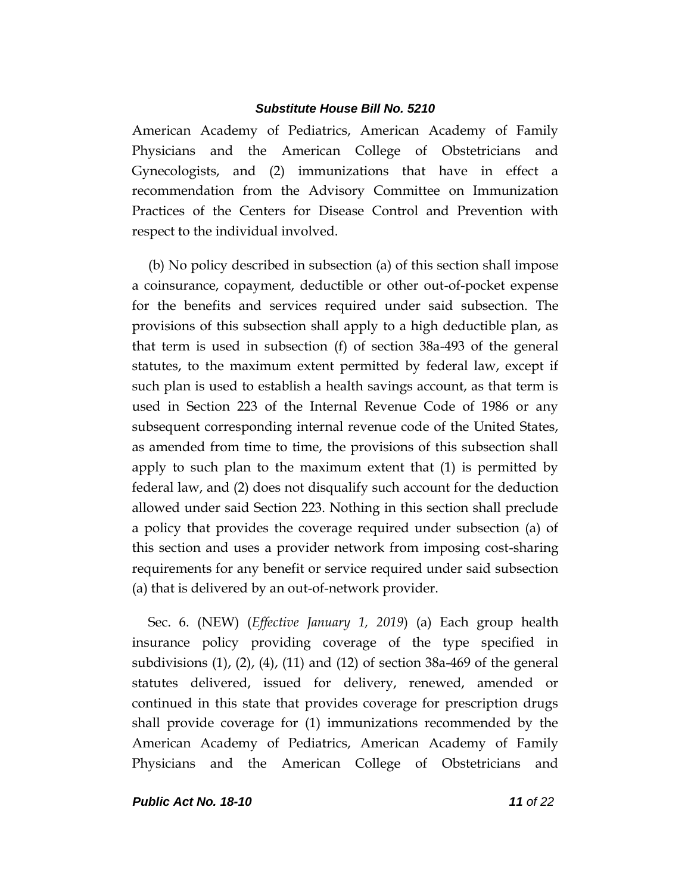American Academy of Pediatrics, American Academy of Family Physicians and the American College of Obstetricians and Gynecologists, and (2) immunizations that have in effect a recommendation from the Advisory Committee on Immunization Practices of the Centers for Disease Control and Prevention with respect to the individual involved.

(b) No policy described in subsection (a) of this section shall impose a coinsurance, copayment, deductible or other out-of-pocket expense for the benefits and services required under said subsection. The provisions of this subsection shall apply to a high deductible plan, as that term is used in subsection (f) of section 38a-493 of the general statutes, to the maximum extent permitted by federal law, except if such plan is used to establish a health savings account, as that term is used in Section 223 of the Internal Revenue Code of 1986 or any subsequent corresponding internal revenue code of the United States, as amended from time to time, the provisions of this subsection shall apply to such plan to the maximum extent that (1) is permitted by federal law, and (2) does not disqualify such account for the deduction allowed under said Section 223. Nothing in this section shall preclude a policy that provides the coverage required under subsection (a) of this section and uses a provider network from imposing cost-sharing requirements for any benefit or service required under said subsection (a) that is delivered by an out-of-network provider.

Sec. 6. (NEW) (*Effective January 1, 2019*) (a) Each group health insurance policy providing coverage of the type specified in subdivisions (1), (2), (4), (11) and (12) of section 38a-469 of the general statutes delivered, issued for delivery, renewed, amended or continued in this state that provides coverage for prescription drugs shall provide coverage for (1) immunizations recommended by the American Academy of Pediatrics, American Academy of Family Physicians and the American College of Obstetricians and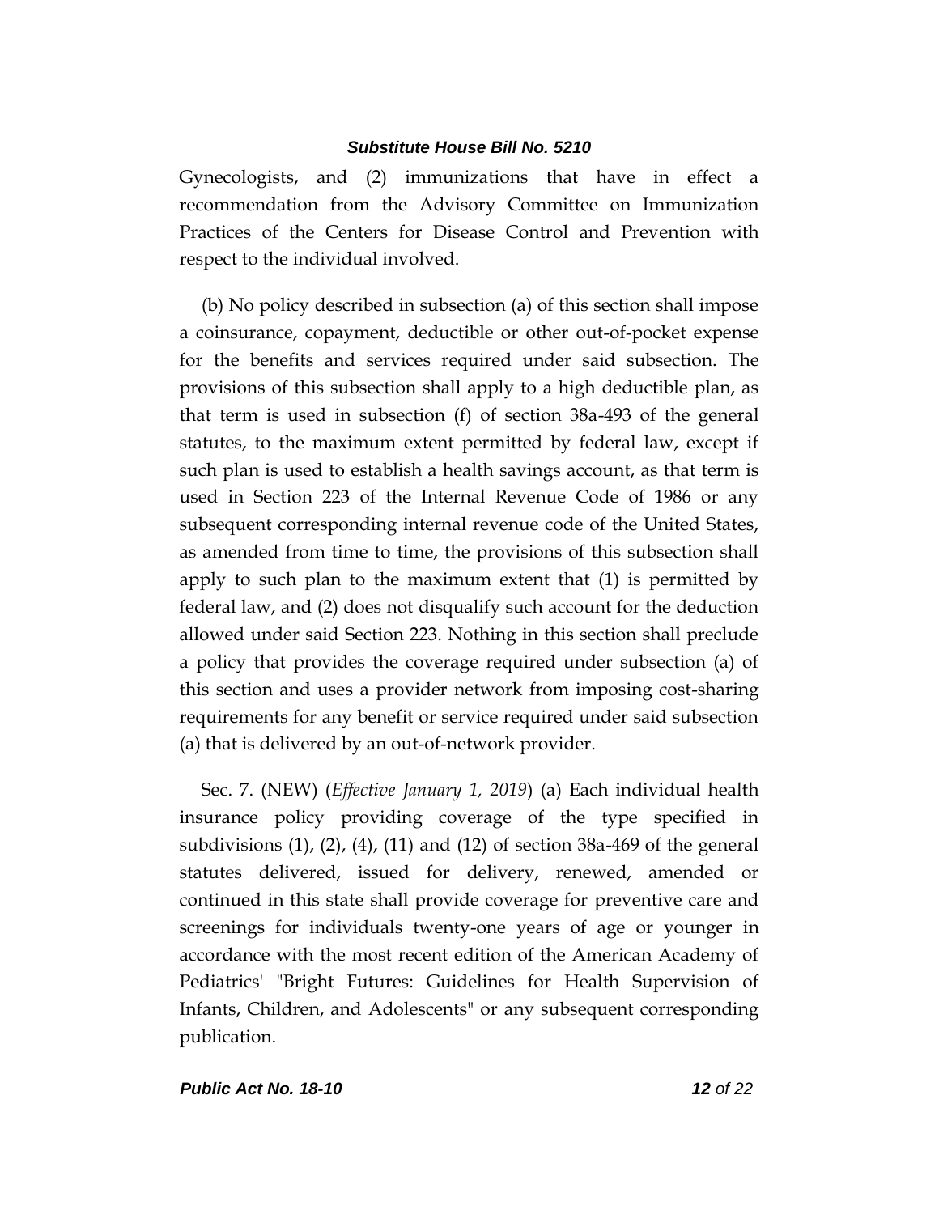Gynecologists, and (2) immunizations that have in effect a recommendation from the Advisory Committee on Immunization Practices of the Centers for Disease Control and Prevention with respect to the individual involved.

(b) No policy described in subsection (a) of this section shall impose a coinsurance, copayment, deductible or other out-of-pocket expense for the benefits and services required under said subsection. The provisions of this subsection shall apply to a high deductible plan, as that term is used in subsection (f) of section 38a-493 of the general statutes, to the maximum extent permitted by federal law, except if such plan is used to establish a health savings account, as that term is used in Section 223 of the Internal Revenue Code of 1986 or any subsequent corresponding internal revenue code of the United States, as amended from time to time, the provisions of this subsection shall apply to such plan to the maximum extent that (1) is permitted by federal law, and (2) does not disqualify such account for the deduction allowed under said Section 223. Nothing in this section shall preclude a policy that provides the coverage required under subsection (a) of this section and uses a provider network from imposing cost-sharing requirements for any benefit or service required under said subsection (a) that is delivered by an out-of-network provider.

Sec. 7. (NEW) (*Effective January 1, 2019*) (a) Each individual health insurance policy providing coverage of the type specified in subdivisions (1), (2), (4), (11) and (12) of section 38a-469 of the general statutes delivered, issued for delivery, renewed, amended or continued in this state shall provide coverage for preventive care and screenings for individuals twenty-one years of age or younger in accordance with the most recent edition of the American Academy of Pediatrics' "Bright Futures: Guidelines for Health Supervision of Infants, Children, and Adolescents" or any subsequent corresponding publication.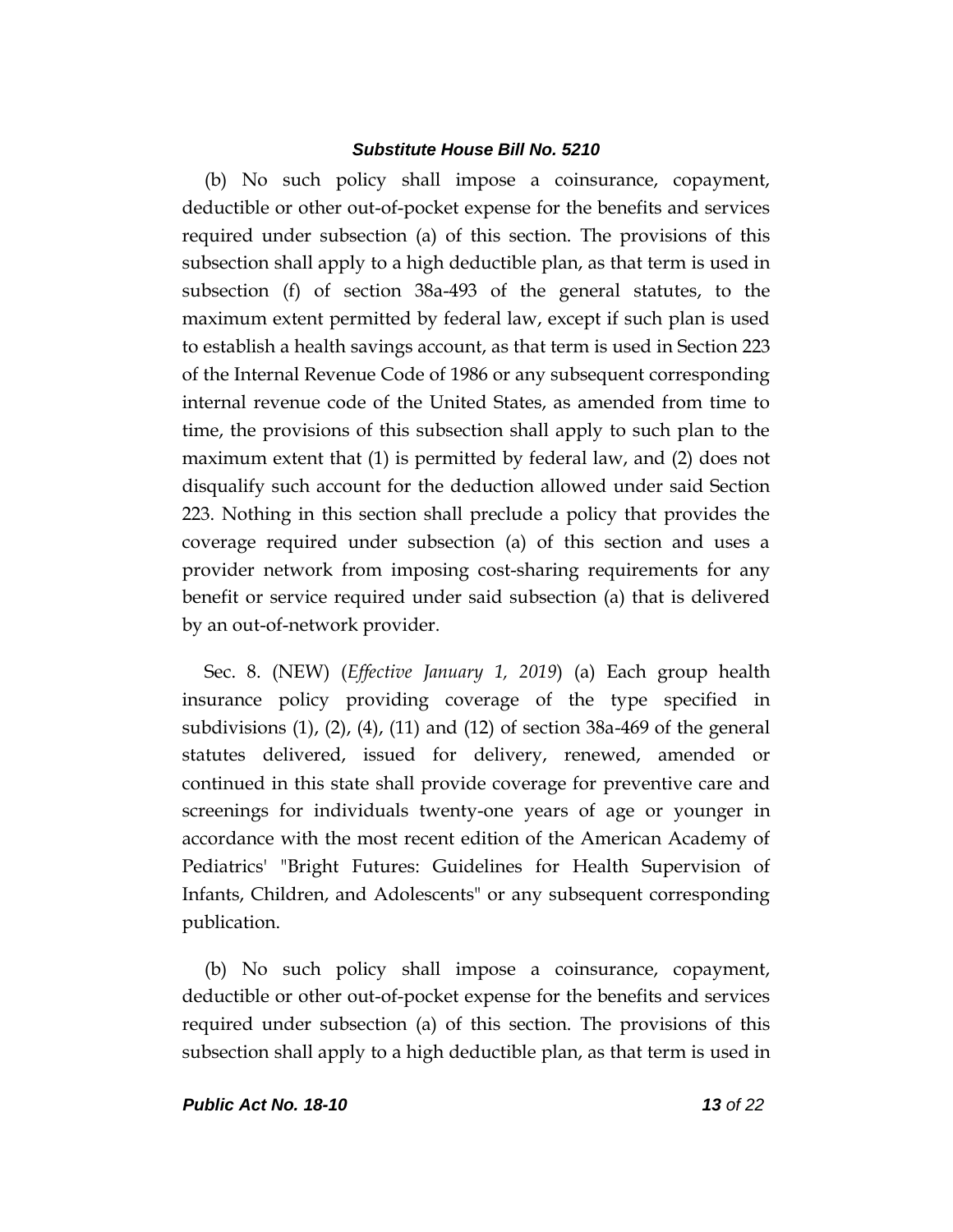(b) No such policy shall impose a coinsurance, copayment, deductible or other out-of-pocket expense for the benefits and services required under subsection (a) of this section. The provisions of this subsection shall apply to a high deductible plan, as that term is used in subsection (f) of section 38a-493 of the general statutes, to the maximum extent permitted by federal law, except if such plan is used to establish a health savings account, as that term is used in Section 223 of the Internal Revenue Code of 1986 or any subsequent corresponding internal revenue code of the United States, as amended from time to time, the provisions of this subsection shall apply to such plan to the maximum extent that (1) is permitted by federal law, and (2) does not disqualify such account for the deduction allowed under said Section 223. Nothing in this section shall preclude a policy that provides the coverage required under subsection (a) of this section and uses a provider network from imposing cost-sharing requirements for any benefit or service required under said subsection (a) that is delivered by an out-of-network provider.

Sec. 8. (NEW) (*Effective January 1, 2019*) (a) Each group health insurance policy providing coverage of the type specified in subdivisions (1), (2), (4), (11) and (12) of section 38a-469 of the general statutes delivered, issued for delivery, renewed, amended or continued in this state shall provide coverage for preventive care and screenings for individuals twenty-one years of age or younger in accordance with the most recent edition of the American Academy of Pediatrics' "Bright Futures: Guidelines for Health Supervision of Infants, Children, and Adolescents" or any subsequent corresponding publication.

(b) No such policy shall impose a coinsurance, copayment, deductible or other out-of-pocket expense for the benefits and services required under subsection (a) of this section. The provisions of this subsection shall apply to a high deductible plan, as that term is used in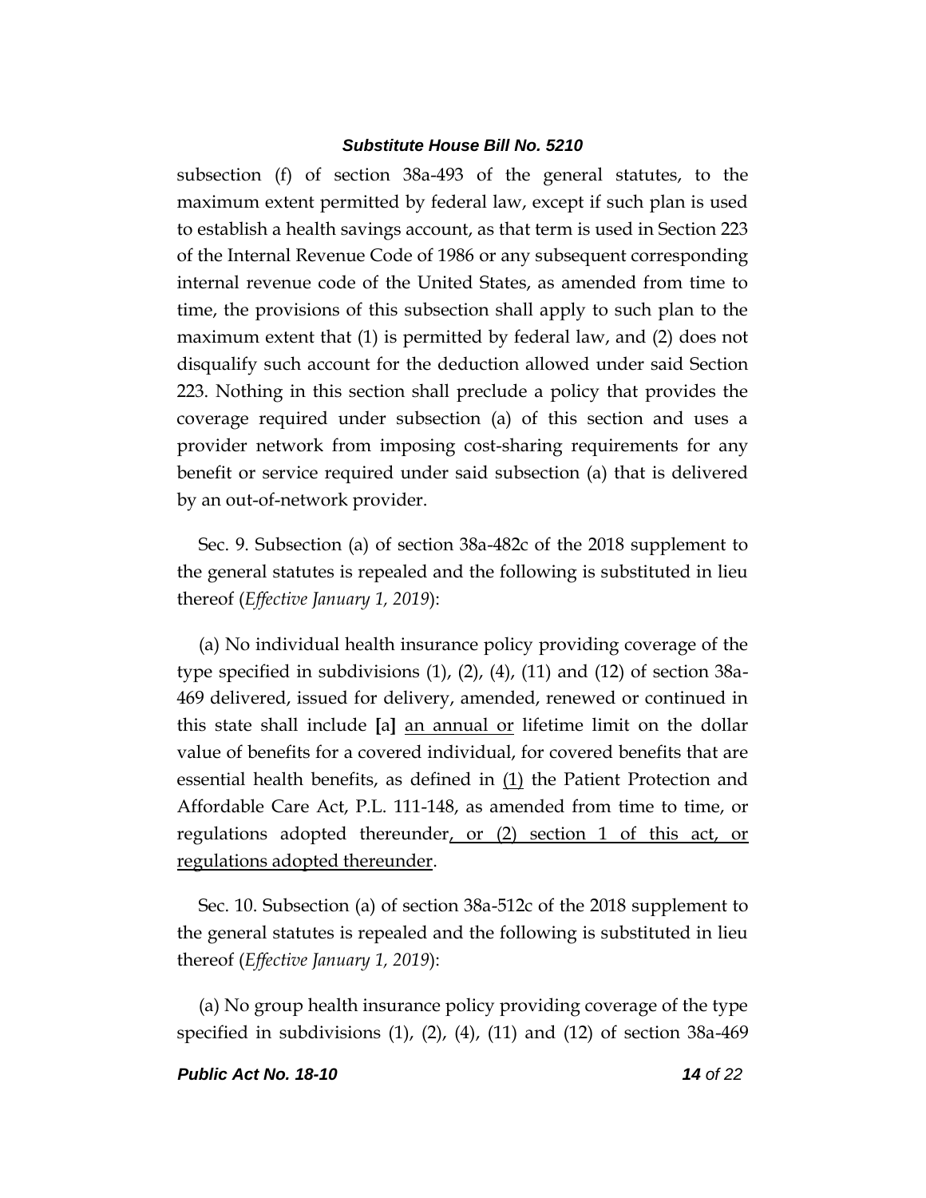subsection (f) of section 38a-493 of the general statutes, to the maximum extent permitted by federal law, except if such plan is used to establish a health savings account, as that term is used in Section 223 of the Internal Revenue Code of 1986 or any subsequent corresponding internal revenue code of the United States, as amended from time to time, the provisions of this subsection shall apply to such plan to the maximum extent that (1) is permitted by federal law, and (2) does not disqualify such account for the deduction allowed under said Section 223. Nothing in this section shall preclude a policy that provides the coverage required under subsection (a) of this section and uses a provider network from imposing cost-sharing requirements for any benefit or service required under said subsection (a) that is delivered by an out-of-network provider.

Sec. 9. Subsection (a) of section 38a-482c of the 2018 supplement to the general statutes is repealed and the following is substituted in lieu thereof (*Effective January 1, 2019*):

(a) No individual health insurance policy providing coverage of the type specified in subdivisions (1), (2), (4), (11) and (12) of section 38a-469 delivered, issued for delivery, amended, renewed or continued in this state shall include **[**a**]** <u>an annual or</u> lifetime limit on the dollar value of benefits for a covered individual, for covered benefits that are essential health benefits, as defined in <u>(1)</u> the Patient Protection and Affordable Care Act, P.L. 111-148, as amended from time to time, or regulations adopted thereunder<u>, or (2) section 1 of this act, or regulations adopted thereunder</u>.

Sec. 10. Subsection (a) of section 38a-512c of the 2018 supplement to the general statutes is repealed and the following is substituted in lieu thereof (*Effective January 1, 2019*):

(a) No group health insurance policy providing coverage of the type specified in subdivisions (1), (2), (4), (11) and (12) of section 38a-469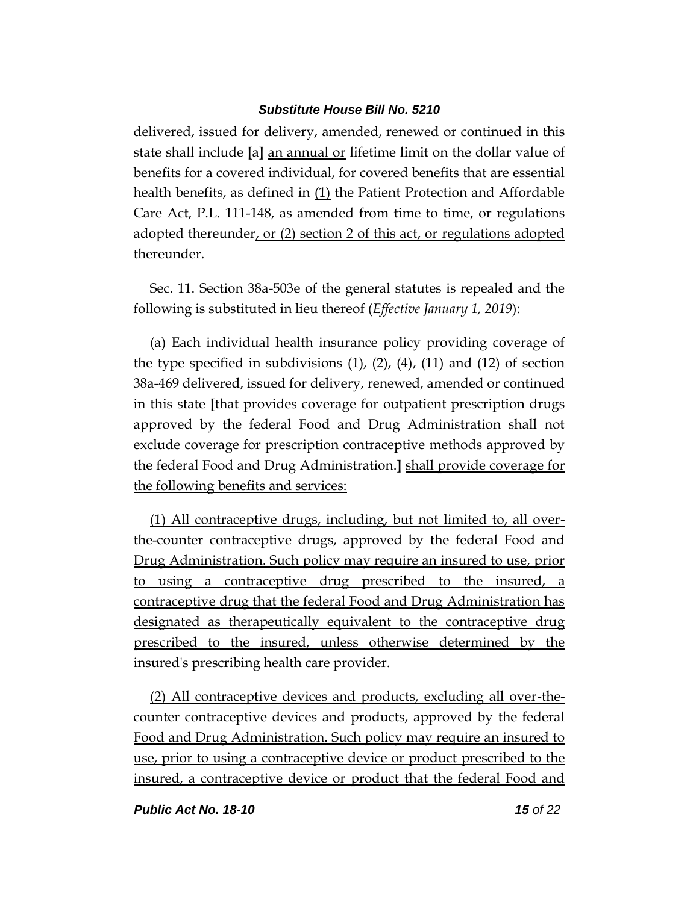delivered, issued for delivery, amended, renewed or continued in this state shall include [a] <u>an annual or</u> lifetime limit on the dollar value of benefits for a covered individual, for covered benefits that are essential health benefits, as defined in <u>(1)</u> the Patient Protection and Affordable Care Act, P.L. 111-148, as amended from time to time, or regulations adopted thereunder<u>, or (2) section 2 of this act, or regulations adopted thereunder</u>.

Sec. 11. Section 38a-503e of the general statutes is repealed and the following is substituted in lieu thereof (*Effective January 1, 2019*):

(a) Each individual health insurance policy providing coverage of the type specified in subdivisions (1), (2), (4), (11) and (12) of section 38a-469 delivered, issued for delivery, renewed, amended or continued in this state [that provides coverage for outpatient prescription drugs approved by the federal Food and Drug Administration shall not exclude coverage for prescription contraceptive methods approved by the federal Food and Drug Administration.] <u>shall provide coverage for the following benefits and services:</u>

<u>(1) All contraceptive drugs, including, but not limited to, all over-the-counter contraceptive drugs, approved by the federal Food and Drug Administration. Such policy may require an insured to use, prior to using a contraceptive drug prescribed to the insured, a contraceptive drug that the federal Food and Drug Administration has designated as therapeutically equivalent to the contraceptive drug prescribed to the insured, unless otherwise determined by the insured's prescribing health care provider.</u>

<u>(2) All contraceptive devices and products, excluding all over-the-counter contraceptive devices and products, approved by the federal Food and Drug Administration. Such policy may require an insured to use, prior to using a contraceptive device or product prescribed to the insured, a contraceptive device or product that the federal Food and</u>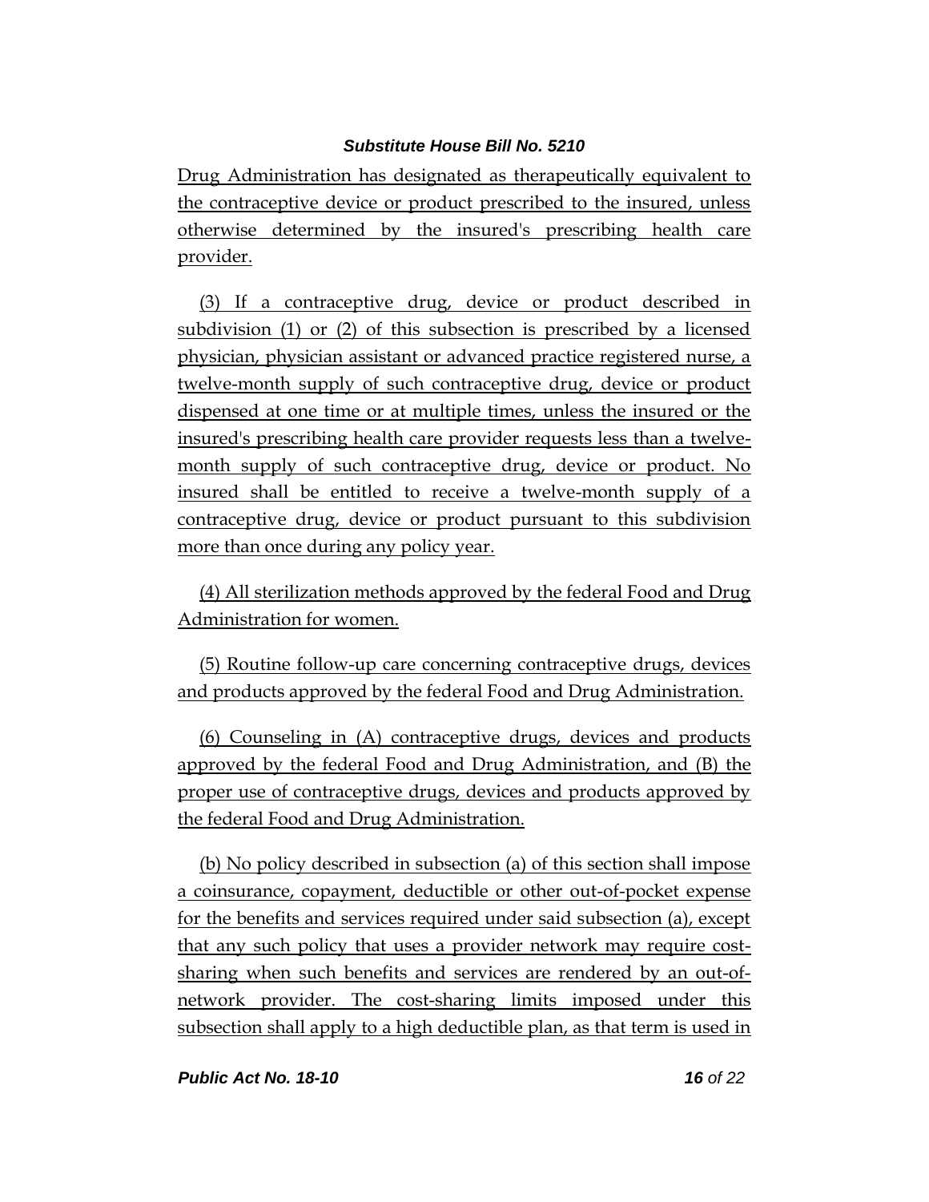Drug Administration has designated as therapeutically equivalent to the contraceptive device or product prescribed to the insured, unless otherwise determined by the insured's prescribing health care provider.

(3) If a contraceptive drug, device or product described in subdivision (1) or (2) of this subsection is prescribed by a licensed physician, physician assistant or advanced practice registered nurse, a twelve-month supply of such contraceptive drug, device or product dispensed at one time or at multiple times, unless the insured or the insured's prescribing health care provider requests less than a twelve-month supply of such contraceptive drug, device or product. No insured shall be entitled to receive a twelve-month supply of a contraceptive drug, device or product pursuant to this subdivision more than once during any policy year.

(4) All sterilization methods approved by the federal Food and Drug Administration for women.

(5) Routine follow-up care concerning contraceptive drugs, devices and products approved by the federal Food and Drug Administration.

(6) Counseling in (A) contraceptive drugs, devices and products approved by the federal Food and Drug Administration, and (B) the proper use of contraceptive drugs, devices and products approved by the federal Food and Drug Administration.

(b) No policy described in subsection (a) of this section shall impose a coinsurance, copayment, deductible or other out-of-pocket expense for the benefits and services required under said subsection (a), except that any such policy that uses a provider network may require cost-sharing when such benefits and services are rendered by an out-of-network provider. The cost-sharing limits imposed under this subsection shall apply to a high deductible plan, as that term is used in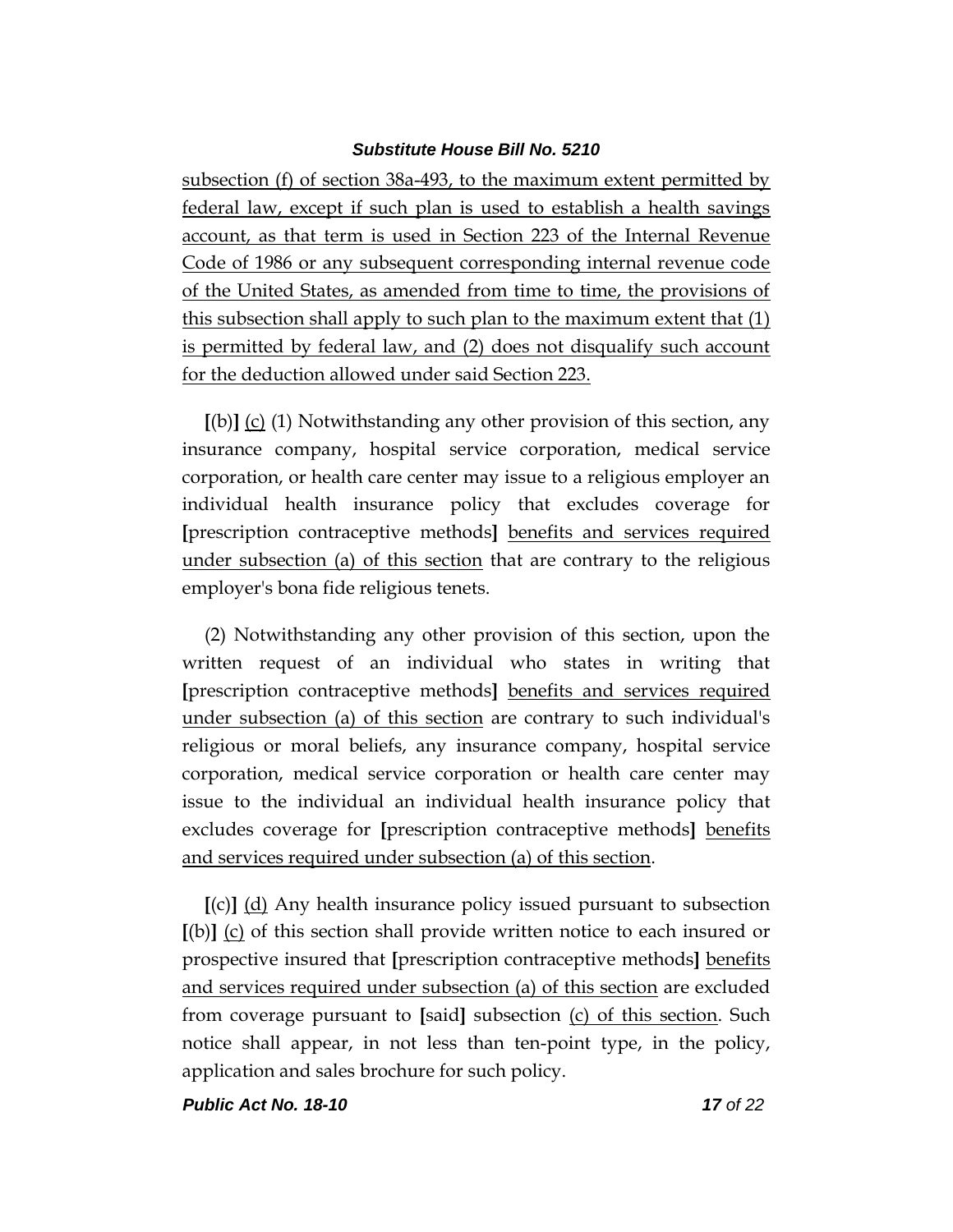subsection (f) of section 38a-493, to the maximum extent permitted by federal law, except if such plan is used to establish a health savings account, as that term is used in Section 223 of the Internal Revenue Code of 1986 or any subsequent corresponding internal revenue code of the United States, as amended from time to time, the provisions of this subsection shall apply to such plan to the maximum extent that (1) is permitted by federal law, and (2) does not disqualify such account for the deduction allowed under said Section 223.

**[**(b)**]** (c) (1) Notwithstanding any other provision of this section, any insurance company, hospital service corporation, medical service corporation, or health care center may issue to a religious employer an individual health insurance policy that excludes coverage for **[**prescription contraceptive methods**]** benefits and services required under subsection (a) of this section that are contrary to the religious employer's bona fide religious tenets.

(2) Notwithstanding any other provision of this section, upon the written request of an individual who states in writing that **[**prescription contraceptive methods**]** benefits and services required under subsection (a) of this section are contrary to such individual's religious or moral beliefs, any insurance company, hospital service corporation, medical service corporation or health care center may issue to the individual an individual health insurance policy that excludes coverage for **[**prescription contraceptive methods**]** benefits and services required under subsection (a) of this section.

**[**(c)**]** (d) Any health insurance policy issued pursuant to subsection **[**(b)**]** (c) of this section shall provide written notice to each insured or prospective insured that **[**prescription contraceptive methods**]** benefits and services required under subsection (a) of this section are excluded from coverage pursuant to **[**said**]** subsection (c) of this section. Such notice shall appear, in not less than ten-point type, in the policy, application and sales brochure for such policy.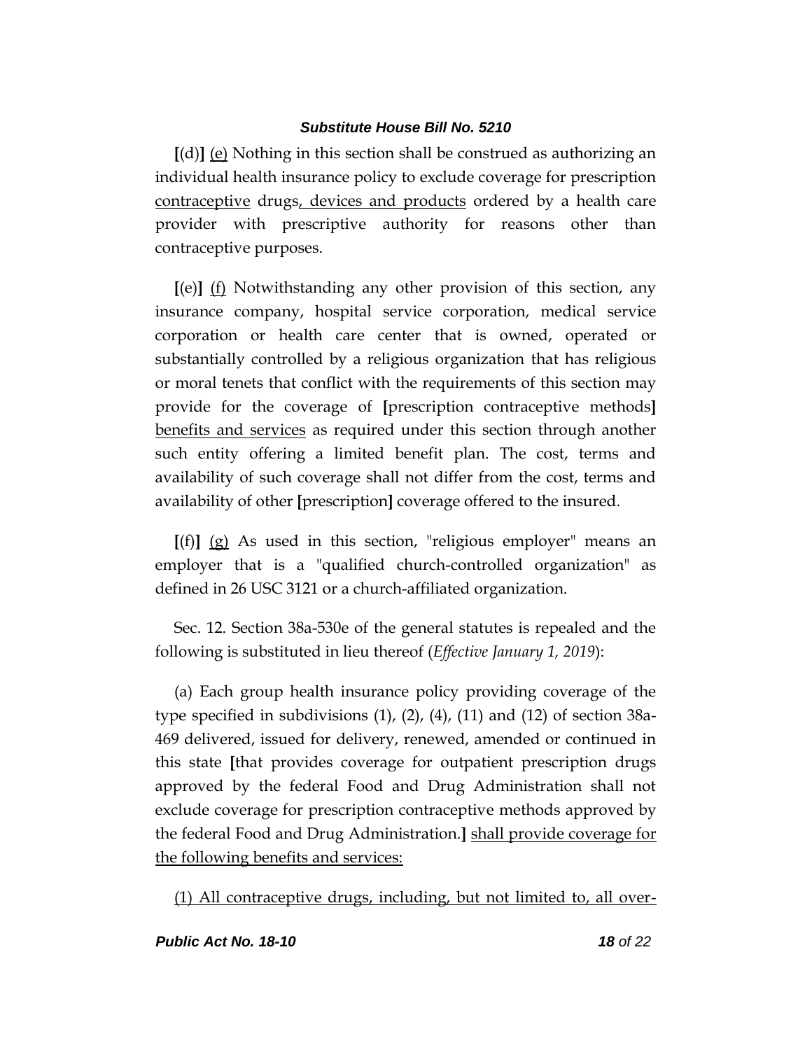[(d)] <u>(e)</u> Nothing in this section shall be construed as authorizing an individual health insurance policy to exclude coverage for prescription <u>contraceptive</u> drugs<u>, devices and products</u> ordered by a health care provider with prescriptive authority for reasons other than contraceptive purposes.

[(e)] <u>(f)</u> Notwithstanding any other provision of this section, any insurance company, hospital service corporation, medical service corporation or health care center that is owned, operated or substantially controlled by a religious organization that has religious or moral tenets that conflict with the requirements of this section may provide for the coverage of [prescription contraceptive methods] <u>benefits and services</u> as required under this section through another such entity offering a limited benefit plan. The cost, terms and availability of such coverage shall not differ from the cost, terms and availability of other [prescription] coverage offered to the insured.

[(f)] <u>(g)</u> As used in this section, "religious employer" means an employer that is a "qualified church-controlled organization" as defined in 26 USC 3121 or a church-affiliated organization.

Sec. 12. Section 38a-530e of the general statutes is repealed and the following is substituted in lieu thereof (*Effective January 1, 2019*):

(a) Each group health insurance policy providing coverage of the type specified in subdivisions (1), (2), (4), (11) and (12) of section 38a-469 delivered, issued for delivery, renewed, amended or continued in this state [that provides coverage for outpatient prescription drugs approved by the federal Food and Drug Administration shall not exclude coverage for prescription contraceptive methods approved by the federal Food and Drug Administration.] <u>shall provide coverage for the following benefits and services:</u>

<u>(1) All contraceptive drugs, including, but not limited to, all over-</u>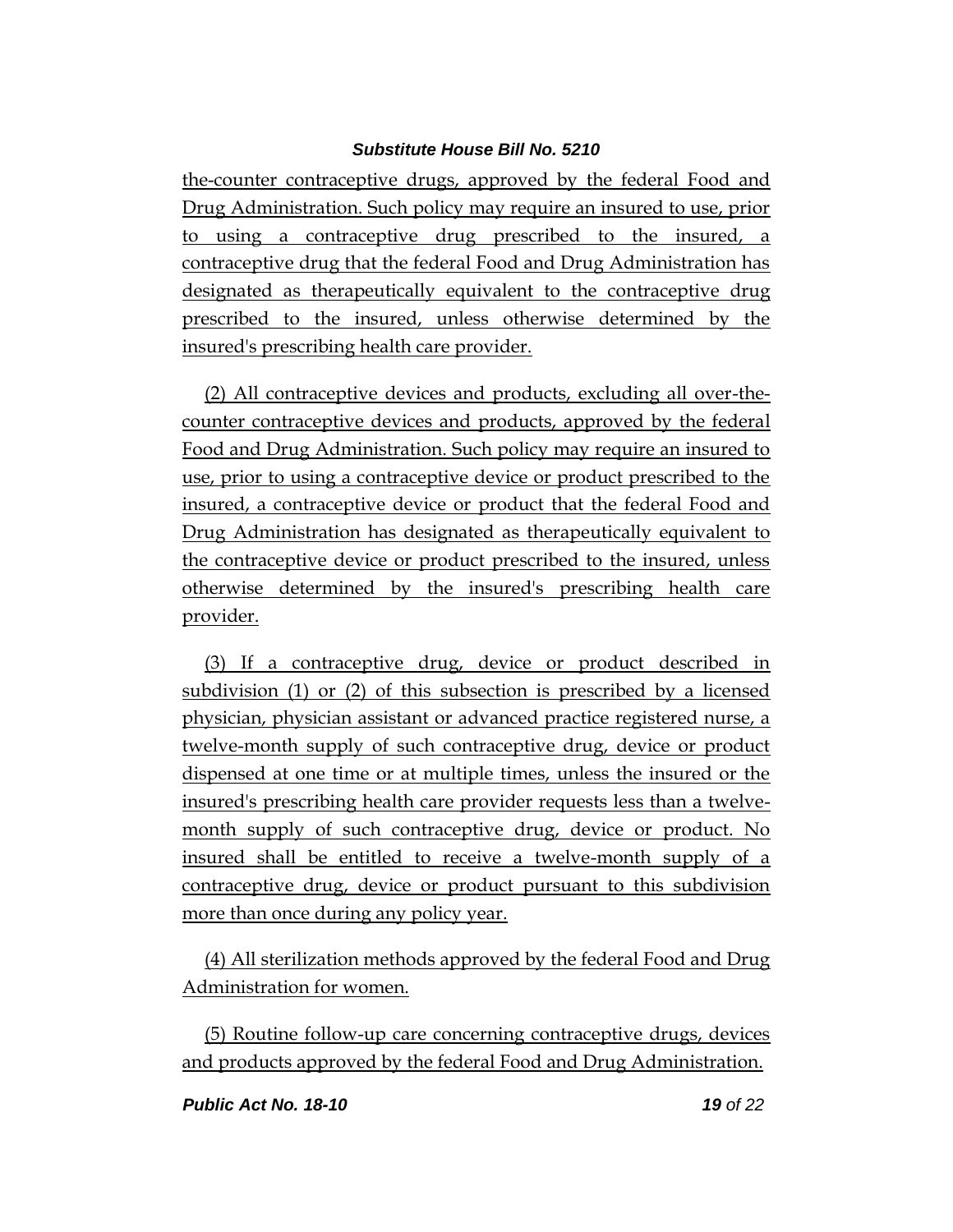the-counter contraceptive drugs, approved by the federal Food and Drug Administration. Such policy may require an insured to use, prior to using a contraceptive drug prescribed to the insured, a contraceptive drug that the federal Food and Drug Administration has designated as therapeutically equivalent to the contraceptive drug prescribed to the insured, unless otherwise determined by the insured's prescribing health care provider.

(2) All contraceptive devices and products, excluding all over-the-counter contraceptive devices and products, approved by the federal Food and Drug Administration. Such policy may require an insured to use, prior to using a contraceptive device or product prescribed to the insured, a contraceptive device or product that the federal Food and Drug Administration has designated as therapeutically equivalent to the contraceptive device or product prescribed to the insured, unless otherwise determined by the insured's prescribing health care provider.

(3) If a contraceptive drug, device or product described in subdivision (1) or (2) of this subsection is prescribed by a licensed physician, physician assistant or advanced practice registered nurse, a twelve-month supply of such contraceptive drug, device or product dispensed at one time or at multiple times, unless the insured or the insured's prescribing health care provider requests less than a twelve-month supply of such contraceptive drug, device or product. No insured shall be entitled to receive a twelve-month supply of a contraceptive drug, device or product pursuant to this subdivision more than once during any policy year.

(4) All sterilization methods approved by the federal Food and Drug Administration for women.

(5) Routine follow-up care concerning contraceptive drugs, devices and products approved by the federal Food and Drug Administration.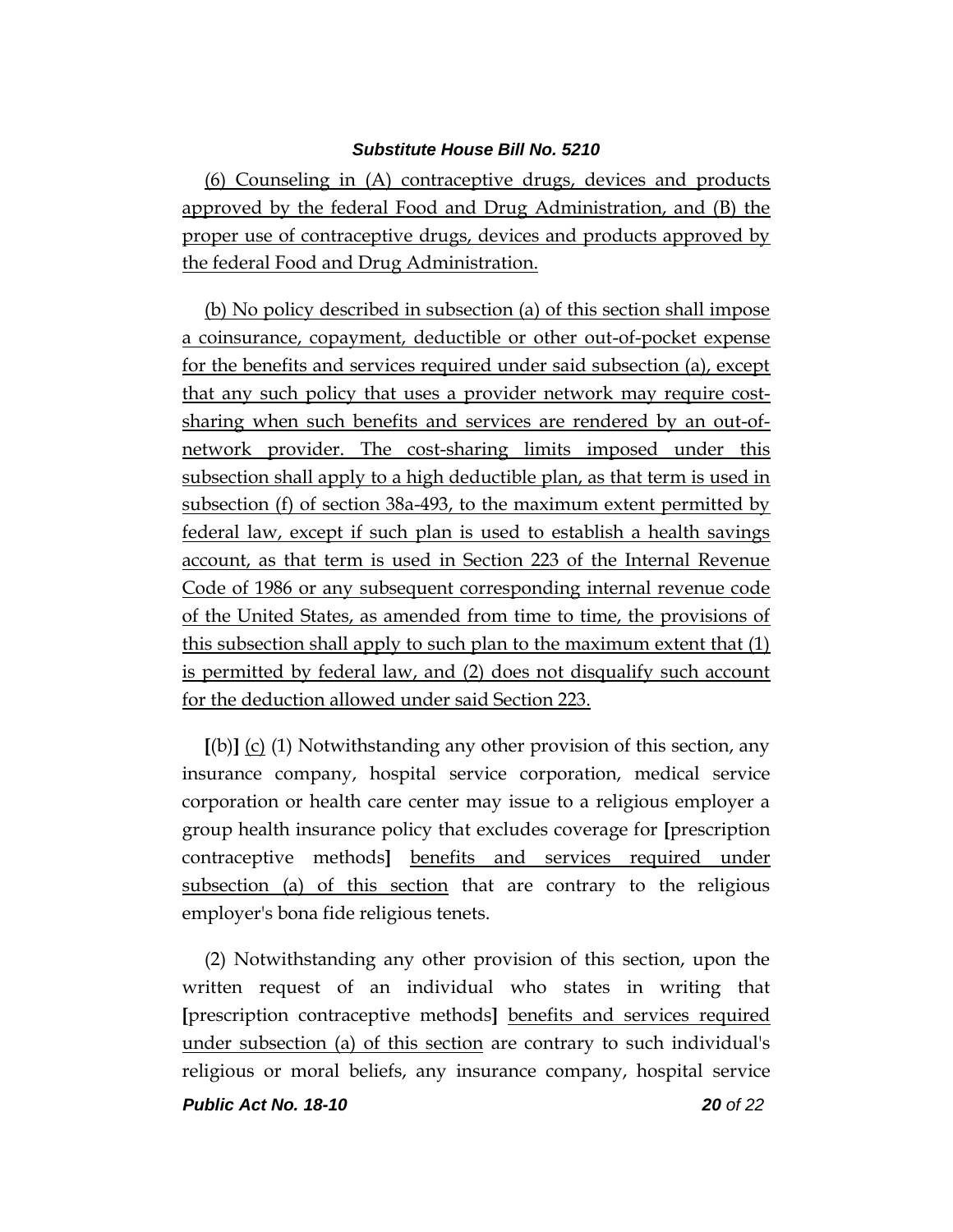(6) Counseling in (A) contraceptive drugs, devices and products approved by the federal Food and Drug Administration, and (B) the proper use of contraceptive drugs, devices and products approved by the federal Food and Drug Administration.

(b) No policy described in subsection (a) of this section shall impose a coinsurance, copayment, deductible or other out-of-pocket expense for the benefits and services required under said subsection (a), except that any such policy that uses a provider network may require cost-sharing when such benefits and services are rendered by an out-of-network provider. The cost-sharing limits imposed under this subsection shall apply to a high deductible plan, as that term is used in subsection (f) of section 38a-493, to the maximum extent permitted by federal law, except if such plan is used to establish a health savings account, as that term is used in Section 223 of the Internal Revenue Code of 1986 or any subsequent corresponding internal revenue code of the United States, as amended from time to time, the provisions of this subsection shall apply to such plan to the maximum extent that (1) is permitted by federal law, and (2) does not disqualify such account for the deduction allowed under said Section 223.

**[**(b)**]** (c) (1) Notwithstanding any other provision of this section, any insurance company, hospital service corporation, medical service corporation or health care center may issue to a religious employer a group health insurance policy that excludes coverage for **[**prescription contraceptive methods**]** benefits and services required under subsection (a) of this section that are contrary to the religious employer's bona fide religious tenets.

(2) Notwithstanding any other provision of this section, upon the written request of an individual who states in writing that **[**prescription contraceptive methods**]** benefits and services required under subsection (a) of this section are contrary to such individual's religious or moral beliefs, any insurance company, hospital service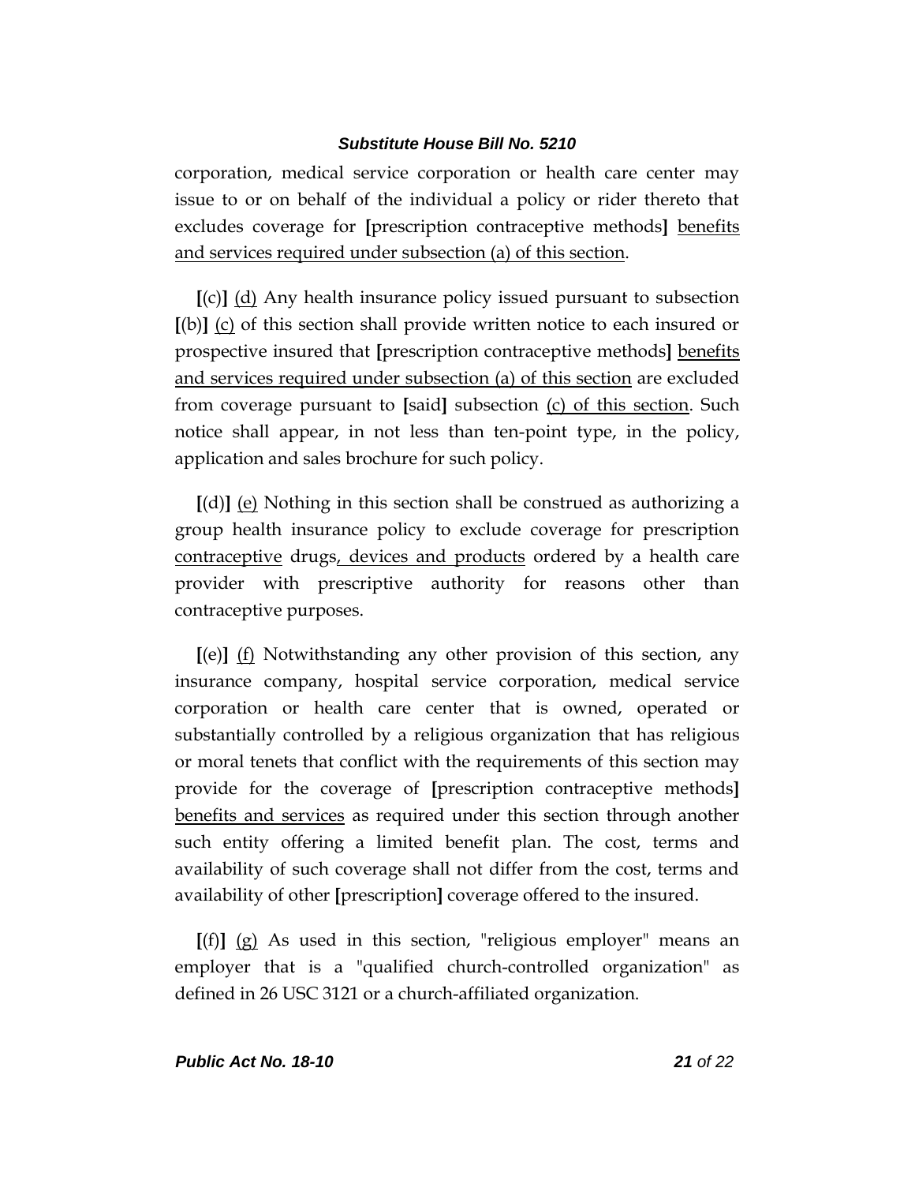corporation, medical service corporation or health care center may issue to or on behalf of the individual a policy or rider thereto that excludes coverage for [prescription contraceptive methods] benefits and services required under subsection (a) of this section.

[(c)] (d) Any health insurance policy issued pursuant to subsection [(b)] (c) of this section shall provide written notice to each insured or prospective insured that [prescription contraceptive methods] benefits and services required under subsection (a) of this section are excluded from coverage pursuant to [said] subsection (c) of this section. Such notice shall appear, in not less than ten-point type, in the policy, application and sales brochure for such policy.

[(d)] (e) Nothing in this section shall be construed as authorizing a group health insurance policy to exclude coverage for prescription contraceptive drugs, devices and products ordered by a health care provider with prescriptive authority for reasons other than contraceptive purposes.

[(e)] (f) Notwithstanding any other provision of this section, any insurance company, hospital service corporation, medical service corporation or health care center that is owned, operated or substantially controlled by a religious organization that has religious or moral tenets that conflict with the requirements of this section may provide for the coverage of [prescription contraceptive methods] benefits and services as required under this section through another such entity offering a limited benefit plan. The cost, terms and availability of such coverage shall not differ from the cost, terms and availability of other [prescription] coverage offered to the insured.

[(f)] (g) As used in this section, "religious employer" means an employer that is a "qualified church-controlled organization" as defined in 26 USC 3121 or a church-affiliated organization.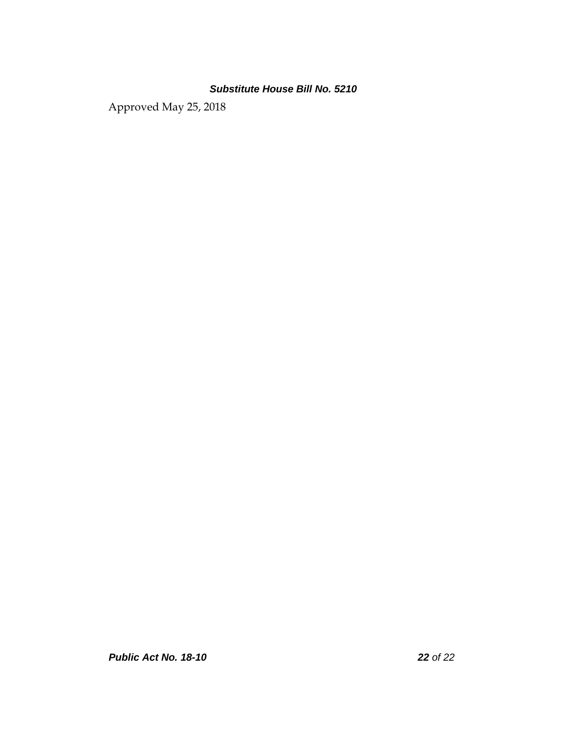Approved May 25, 2018